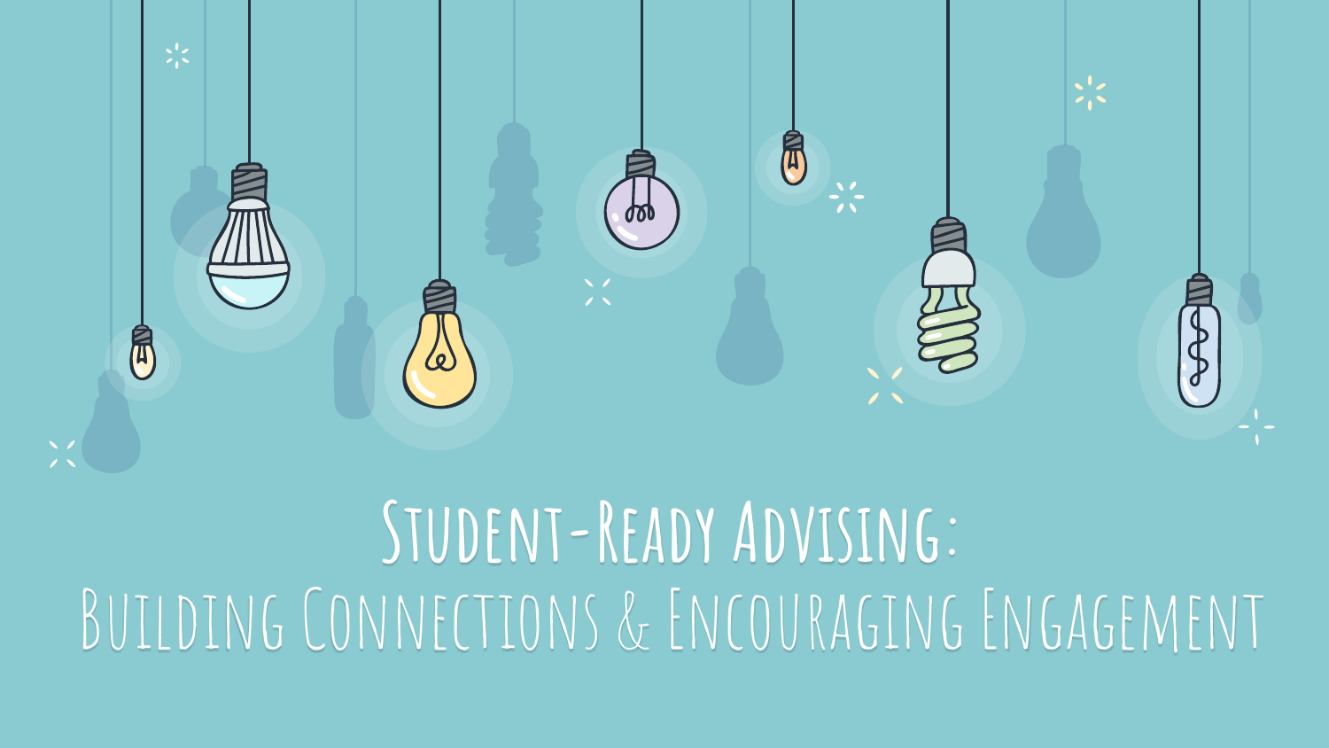# Student-Ready Advising:
## Building Connections & Encouraging Engagement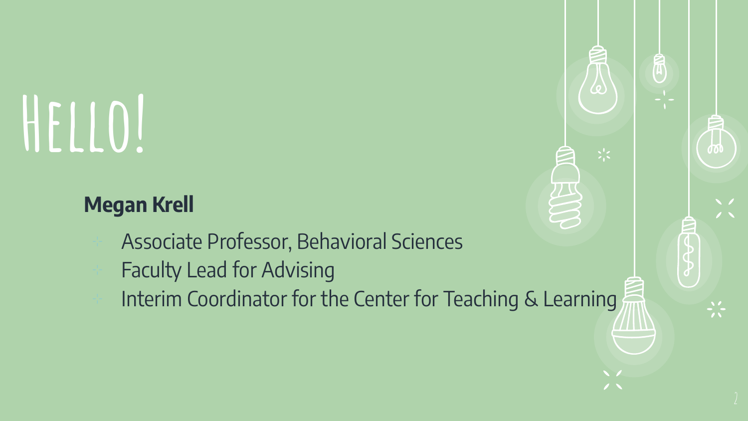# Hello!

**Megan Krell**

- Associate Professor, Behavioral Sciences
- Faculty Lead for Advising
- Interim Coordinator for the Center for Teaching & Learning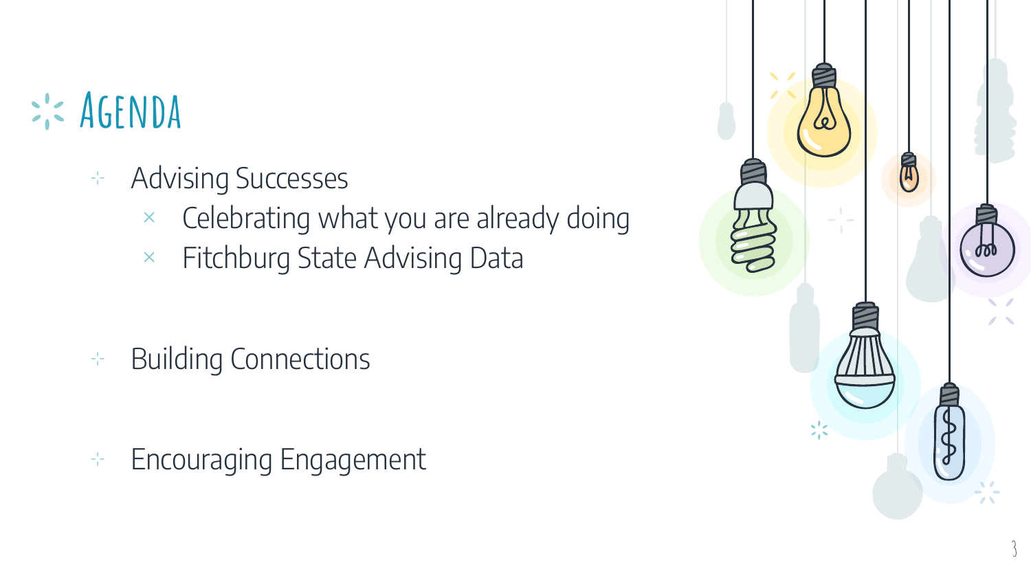# Agenda

- Advising Successes
  - Celebrating what you are already doing
  - Fitchburg State Advising Data
- Building Connections
- Encouraging Engagement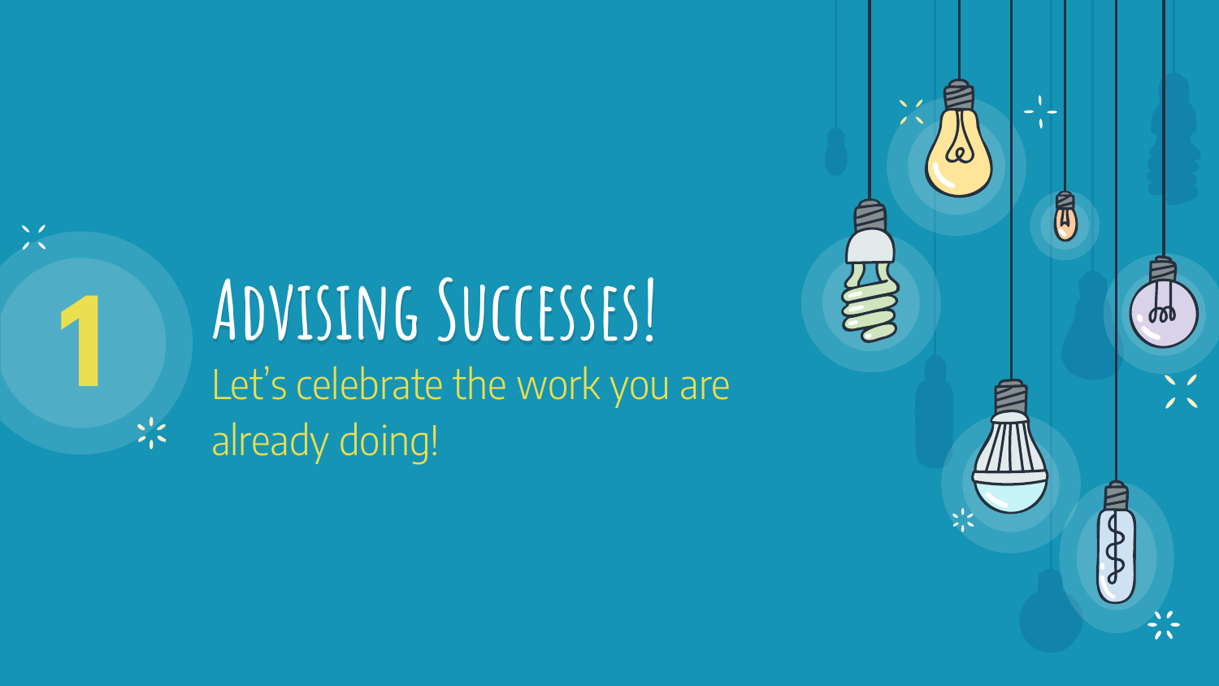# 1 Advising Successes!

Let's celebrate the work you are already doing!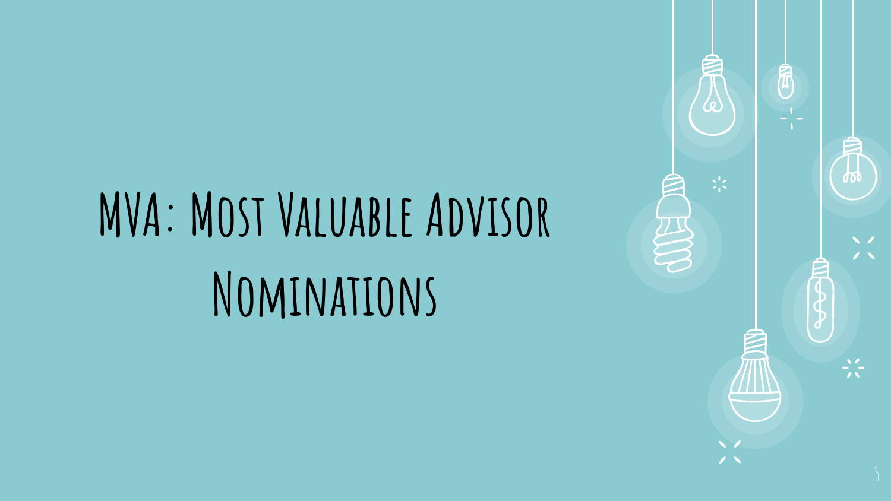# MVA: Most Valuable Advisor Nominations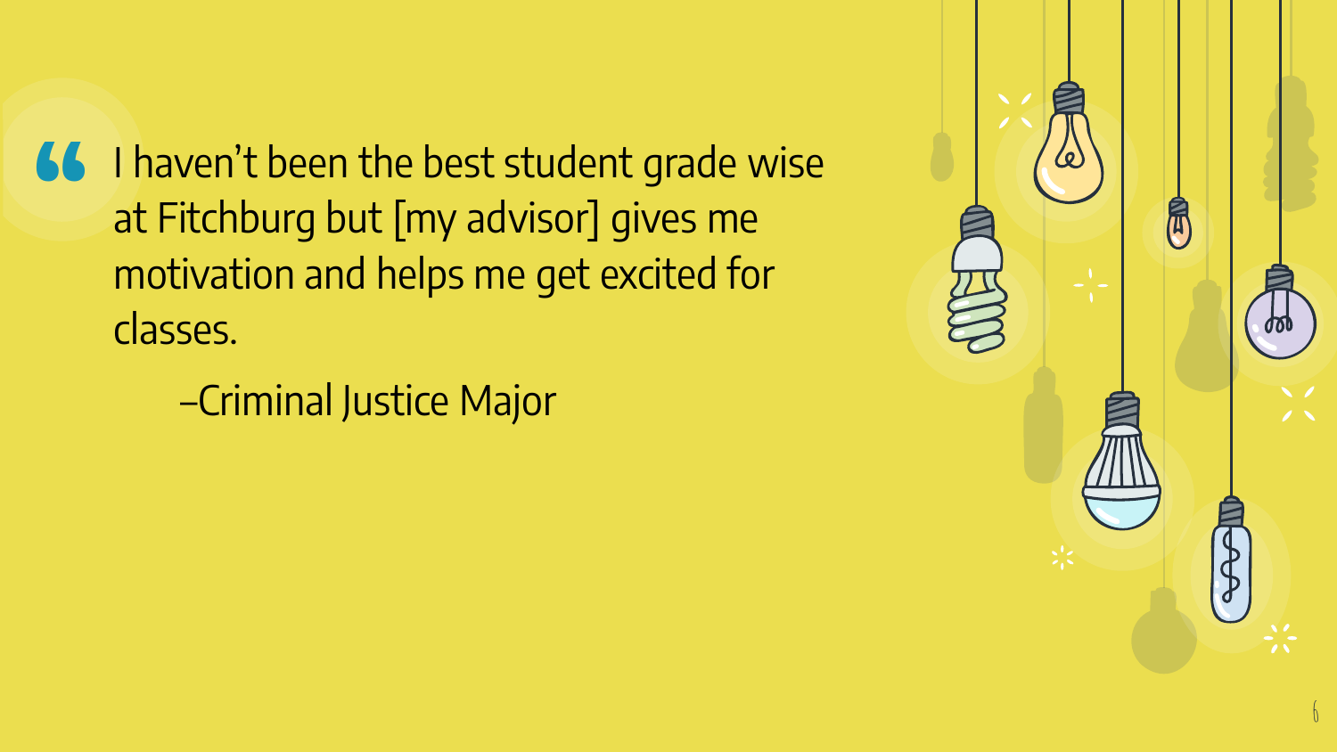> I haven't been the best student grade wise at Fitchburg but [my advisor] gives me motivation and helps me get excited for classes.
>
> –Criminal Justice Major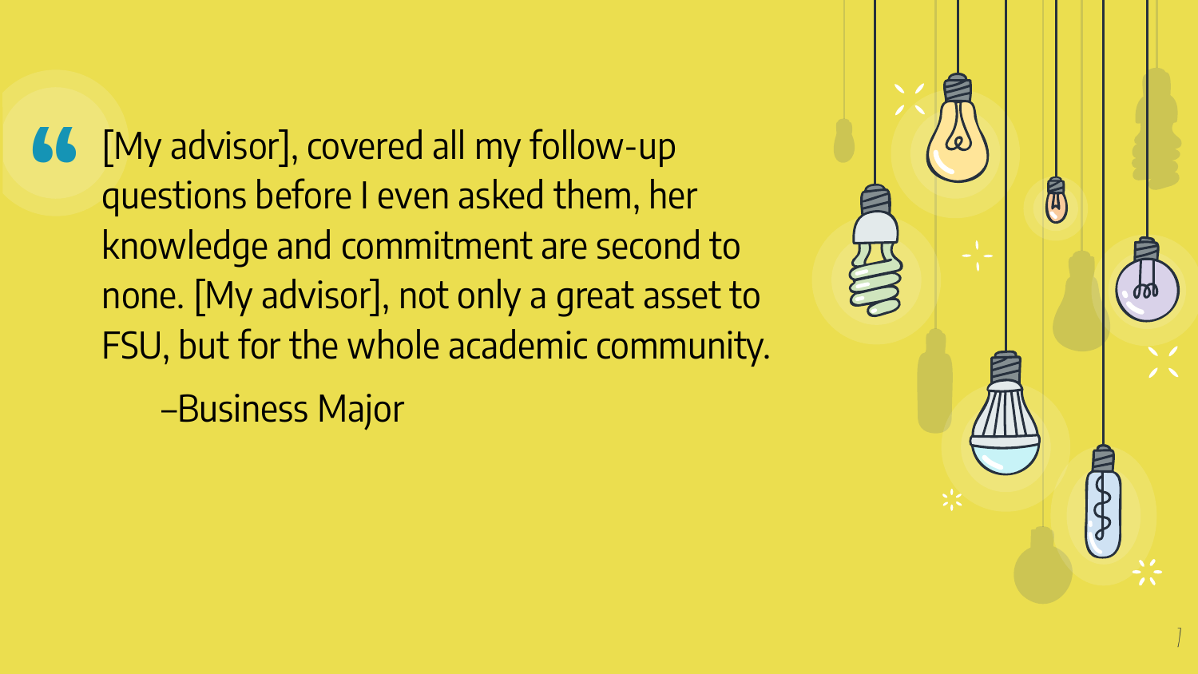> “[My advisor], covered all my follow-up questions before I even asked them, her knowledge and commitment are second to none. [My advisor], not only a great asset to FSU, but for the whole academic community.
>
> –Business Major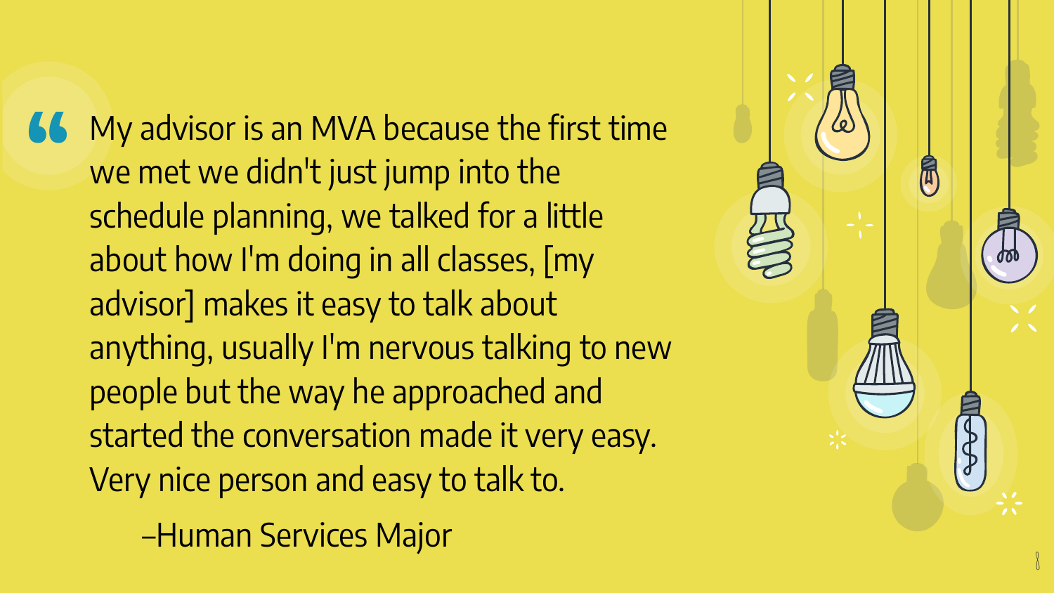> "My advisor is an MVA because the first time we met we didn't just jump into the schedule planning, we talked for a little about how I'm doing in all classes, [my advisor] makes it easy to talk about anything, usually I'm nervous talking to new people but the way he approached and started the conversation made it very easy. Very nice person and easy to talk to.
>
> –Human Services Major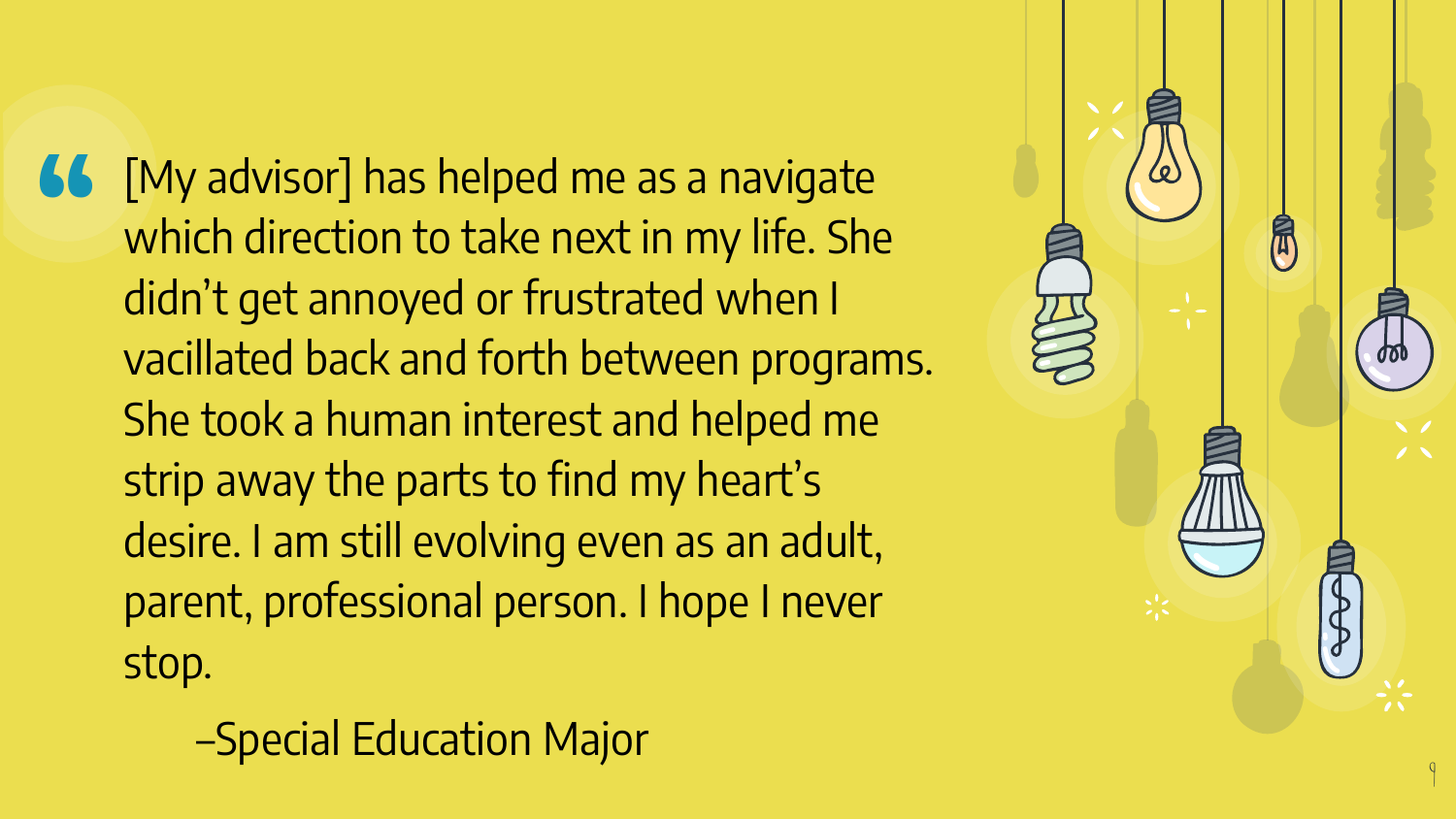> [My advisor] has helped me as a navigate which direction to take next in my life. She didn't get annoyed or frustrated when I vacillated back and forth between programs. She took a human interest and helped me strip away the parts to find my heart's desire. I am still evolving even as an adult, parent, professional person. I hope I never stop.
>
> –Special Education Major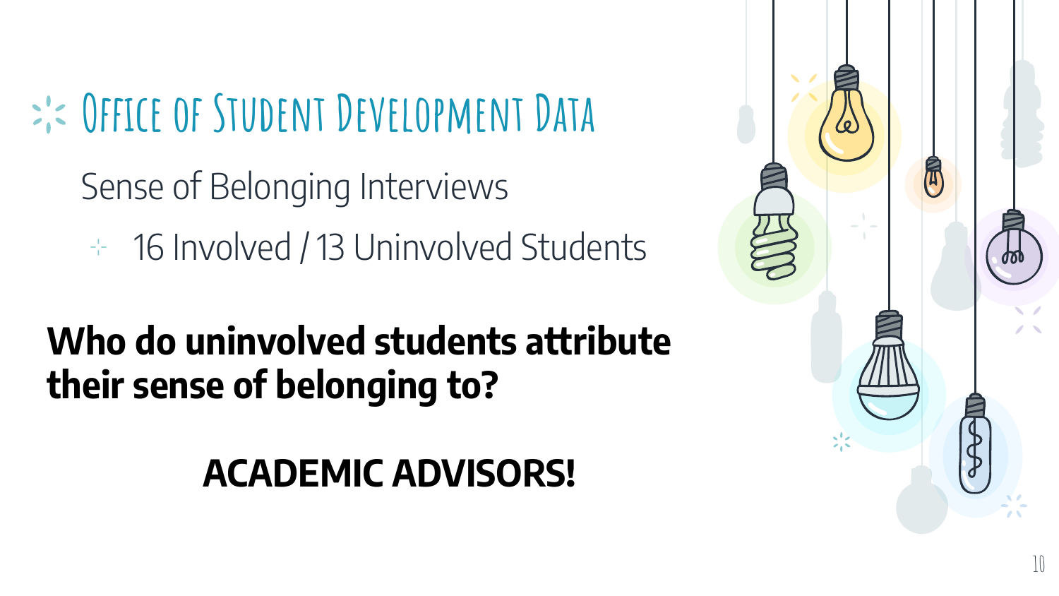# Office of Student Development Data

Sense of Belonging Interviews

- 16 Involved / 13 Uninvolved Students

**Who do uninvolved students attribute their sense of belonging to?**

**ACADEMIC ADVISORS!**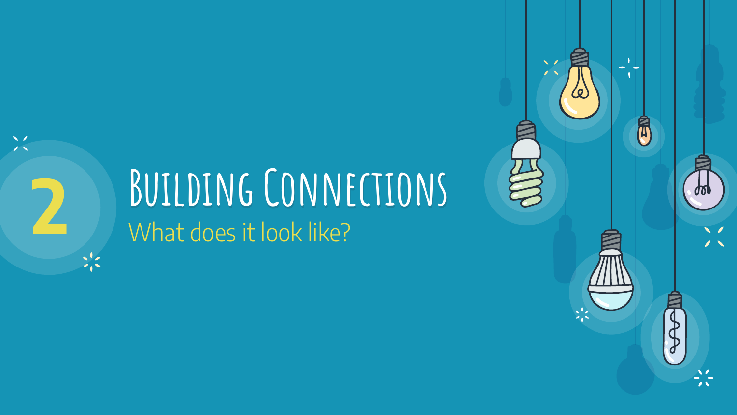# 2

# Building Connections

## What does it look like?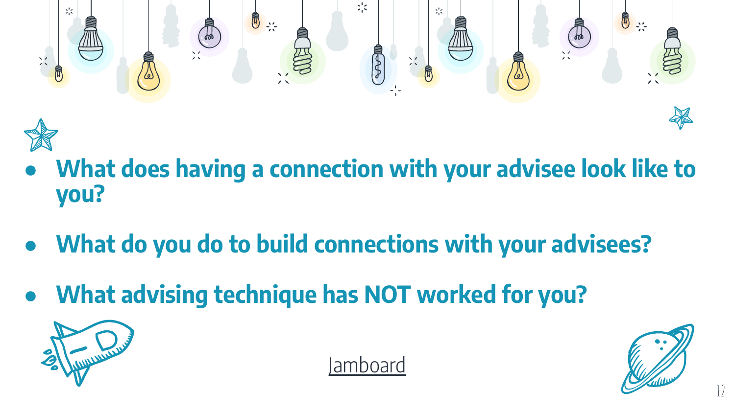- **What does having a connection with your advisee look like to you?**
- **What do you do to build connections with your advisees?**
- **What advising technique has NOT worked for you?**

Jamboard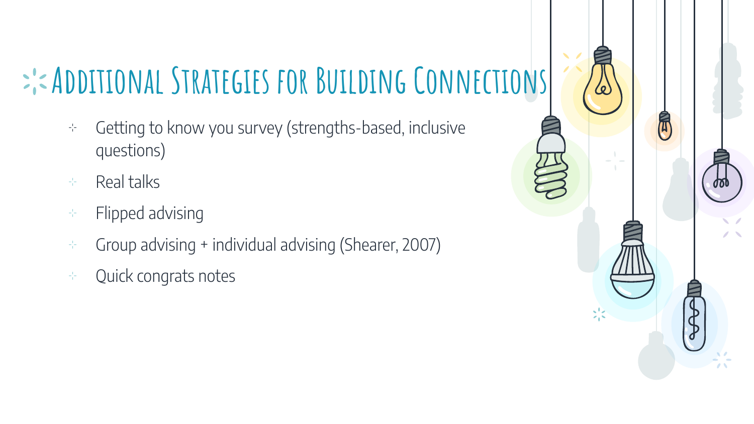# Additional Strategies for Building Connections

- Getting to know you survey (strengths-based, inclusive questions)
- Real talks
- Flipped advising
- Group advising + individual advising (Shearer, 2007)
- Quick congrats notes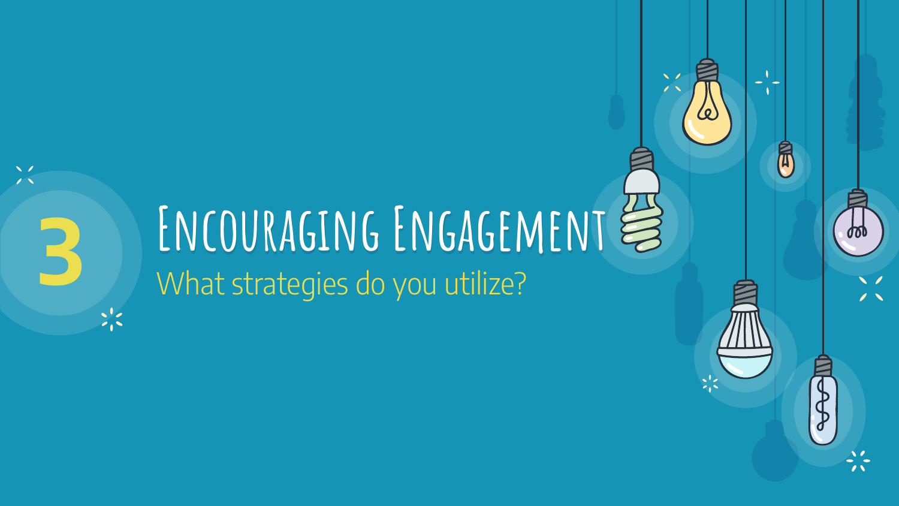# 3 Encouraging Engagement

What strategies do you utilize?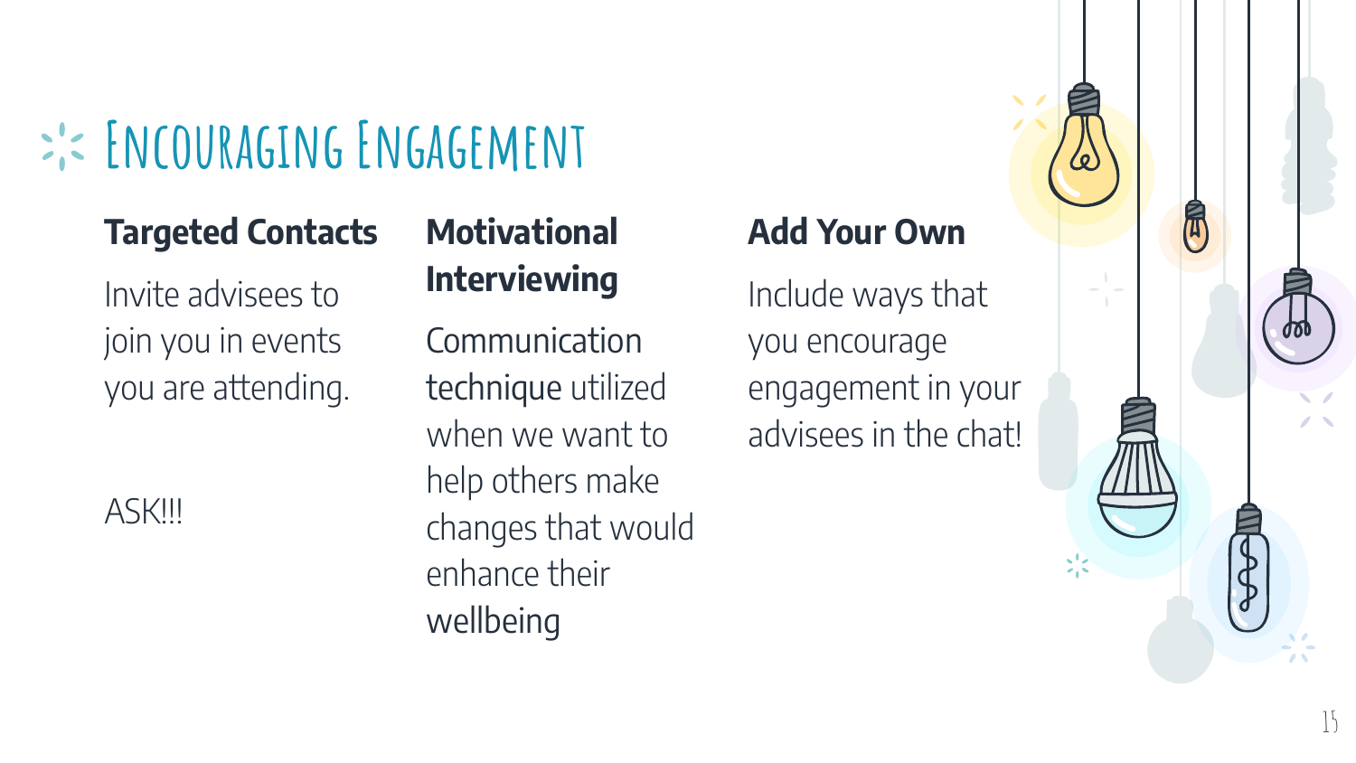# Encouraging Engagement

### Targeted Contacts

Invite advisees to join you in events you are attending.

ASK!!!

### Motivational Interviewing

Communication technique utilized when we want to help others make changes that would enhance their wellbeing

### Add Your Own

Include ways that you encourage engagement in your advisees in the chat!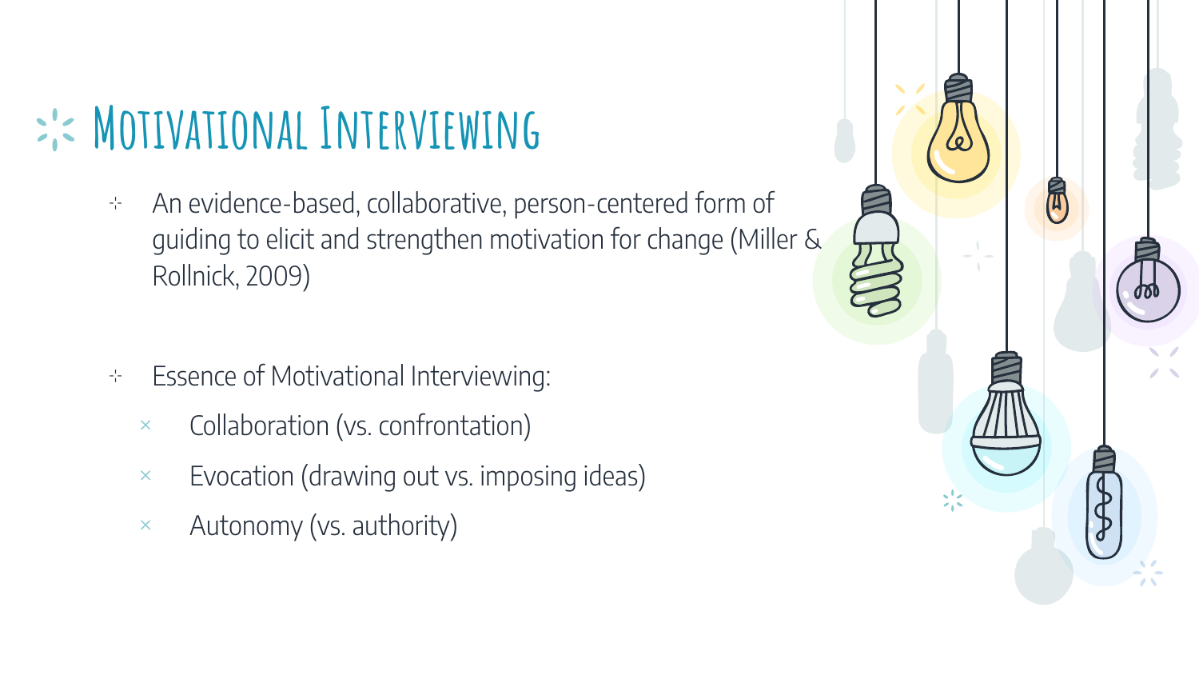# Motivational Interviewing

- An evidence-based, collaborative, person-centered form of guiding to elicit and strengthen motivation for change (Miller & Rollnick, 2009)

- Essence of Motivational Interviewing:
  - Collaboration (vs. confrontation)
  - Evocation (drawing out vs. imposing ideas)
  - Autonomy (vs. authority)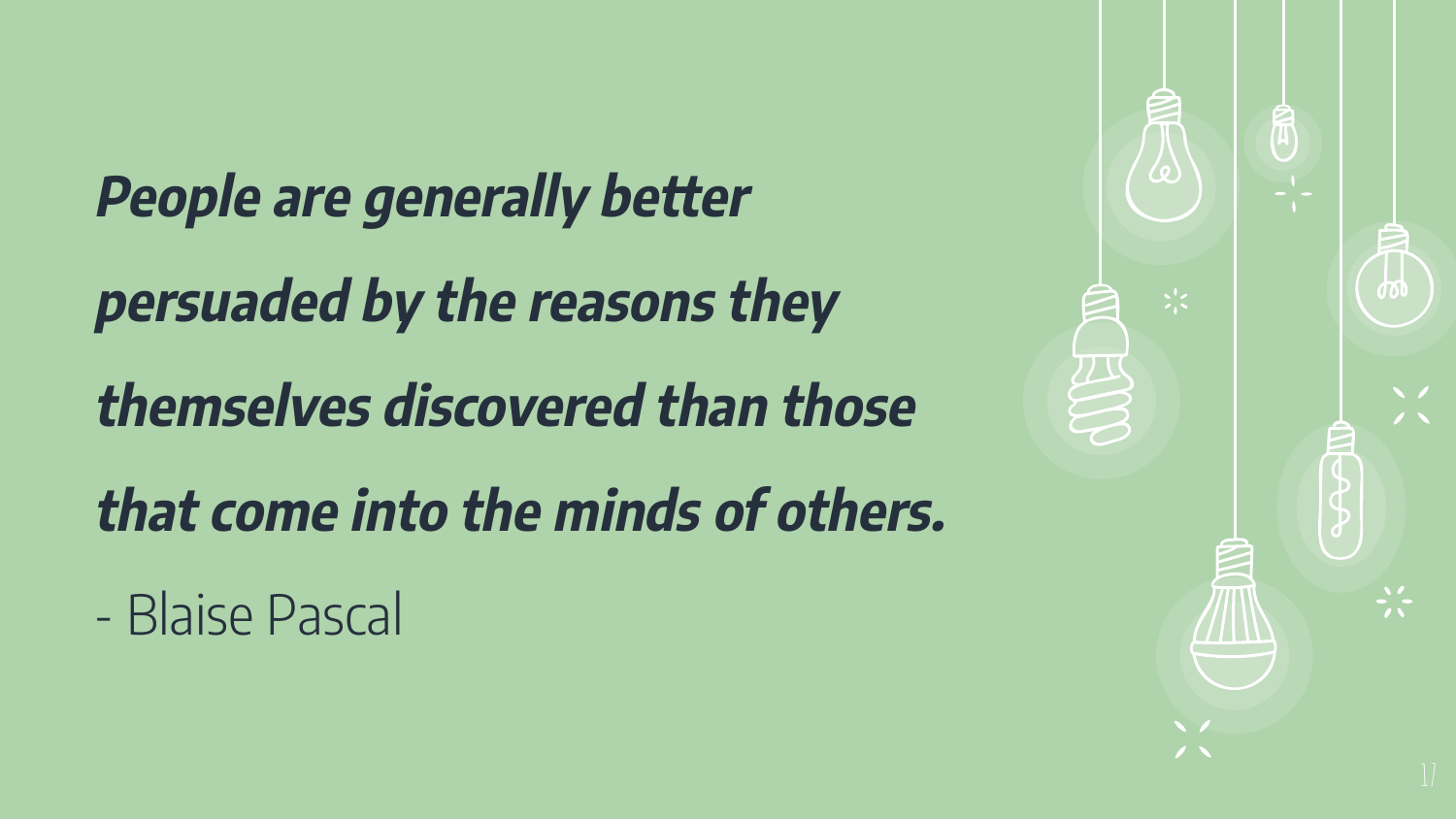***People are generally better persuaded by the reasons they themselves discovered than those that come into the minds of others.***

- Blaise Pascal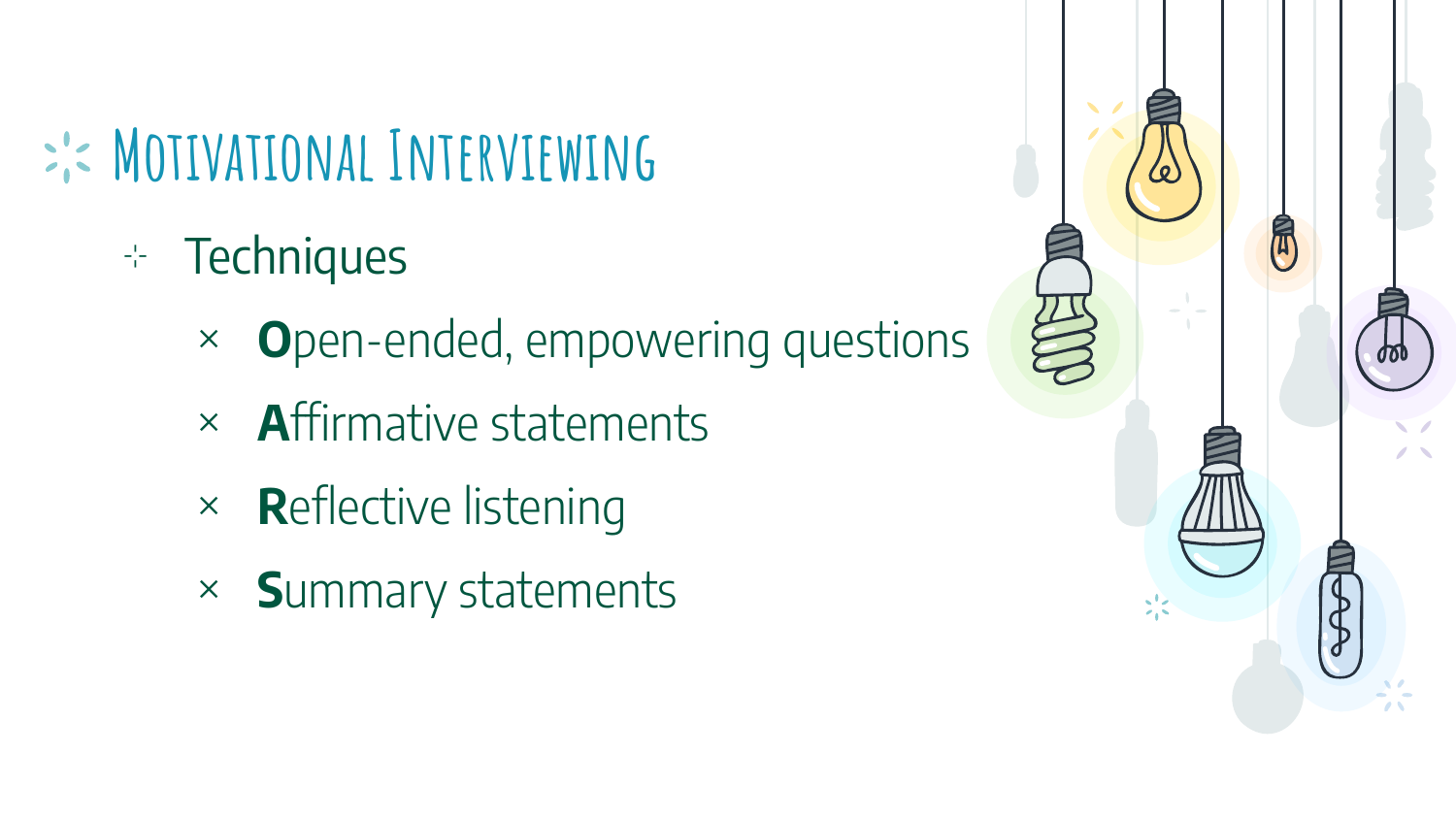# Motivational Interviewing

- Techniques
  - **O**pen-ended, empowering questions
  - **A**ffirmative statements
  - **R**eflective listening
  - **S**ummary statements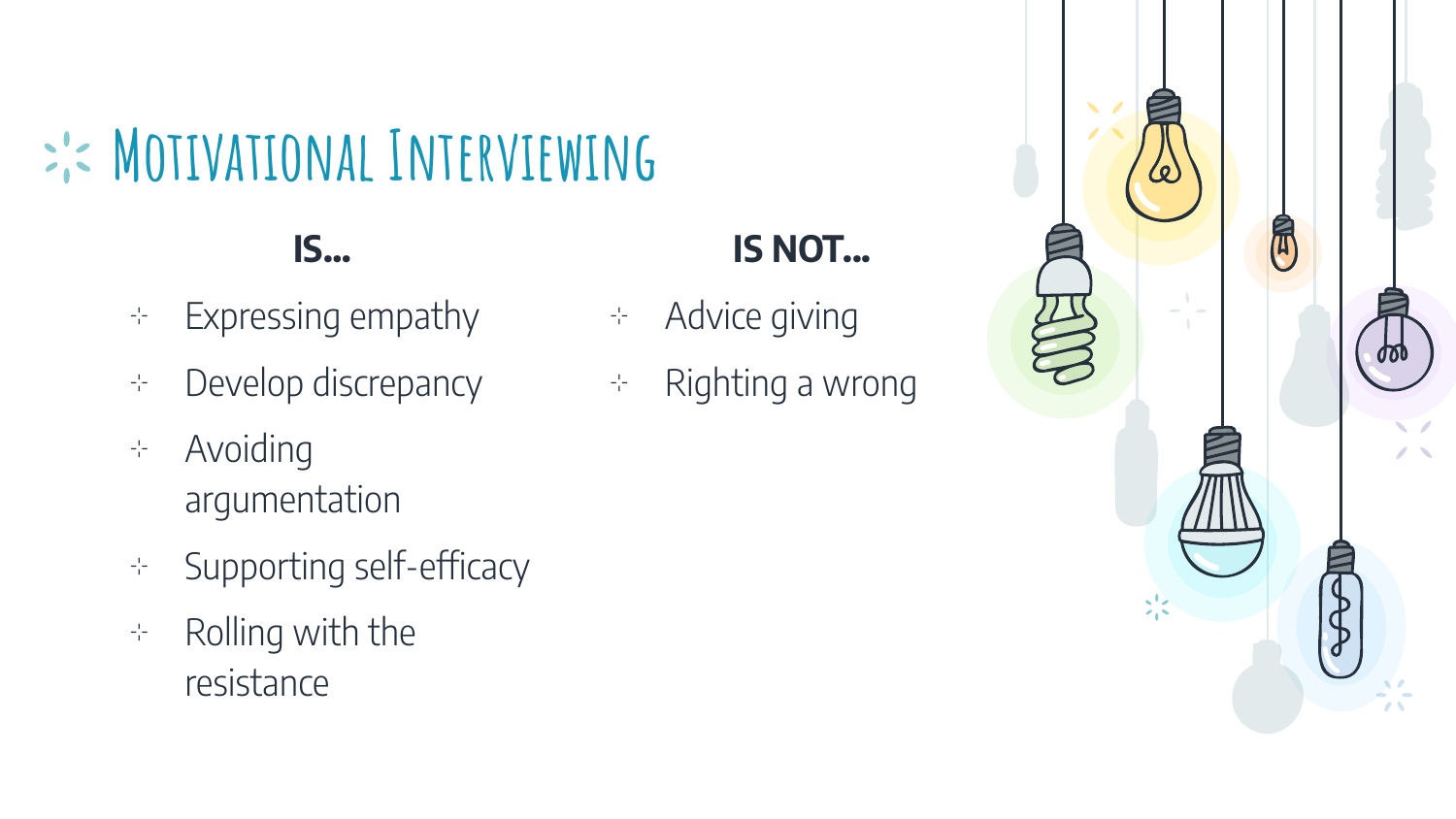# Motivational Interviewing

**IS…**

- Expressing empathy
- Develop discrepancy
- Avoiding argumentation
- Supporting self-efficacy
- Rolling with the resistance

**IS NOT…**

- Advice giving
- Righting a wrong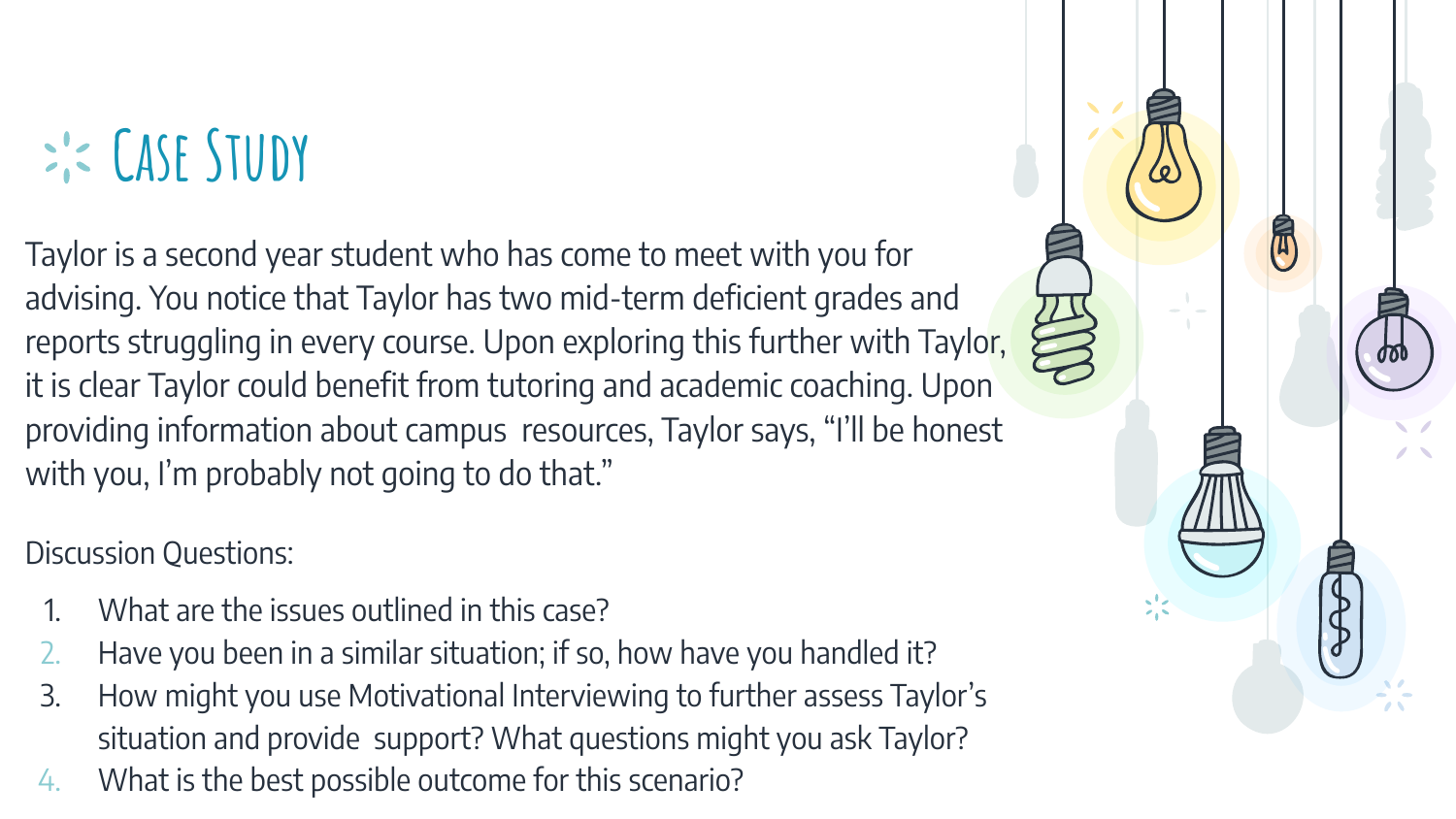# Case Study

Taylor is a second year student who has come to meet with you for advising. You notice that Taylor has two mid-term deficient grades and reports struggling in every course. Upon exploring this further with Taylor, it is clear Taylor could benefit from tutoring and academic coaching. Upon providing information about campus resources, Taylor says, "I'll be honest with you, I'm probably not going to do that."

Discussion Questions:

1. What are the issues outlined in this case?
2. Have you been in a similar situation; if so, how have you handled it?
3. How might you use Motivational Interviewing to further assess Taylor's situation and provide support? What questions might you ask Taylor?
4. What is the best possible outcome for this scenario?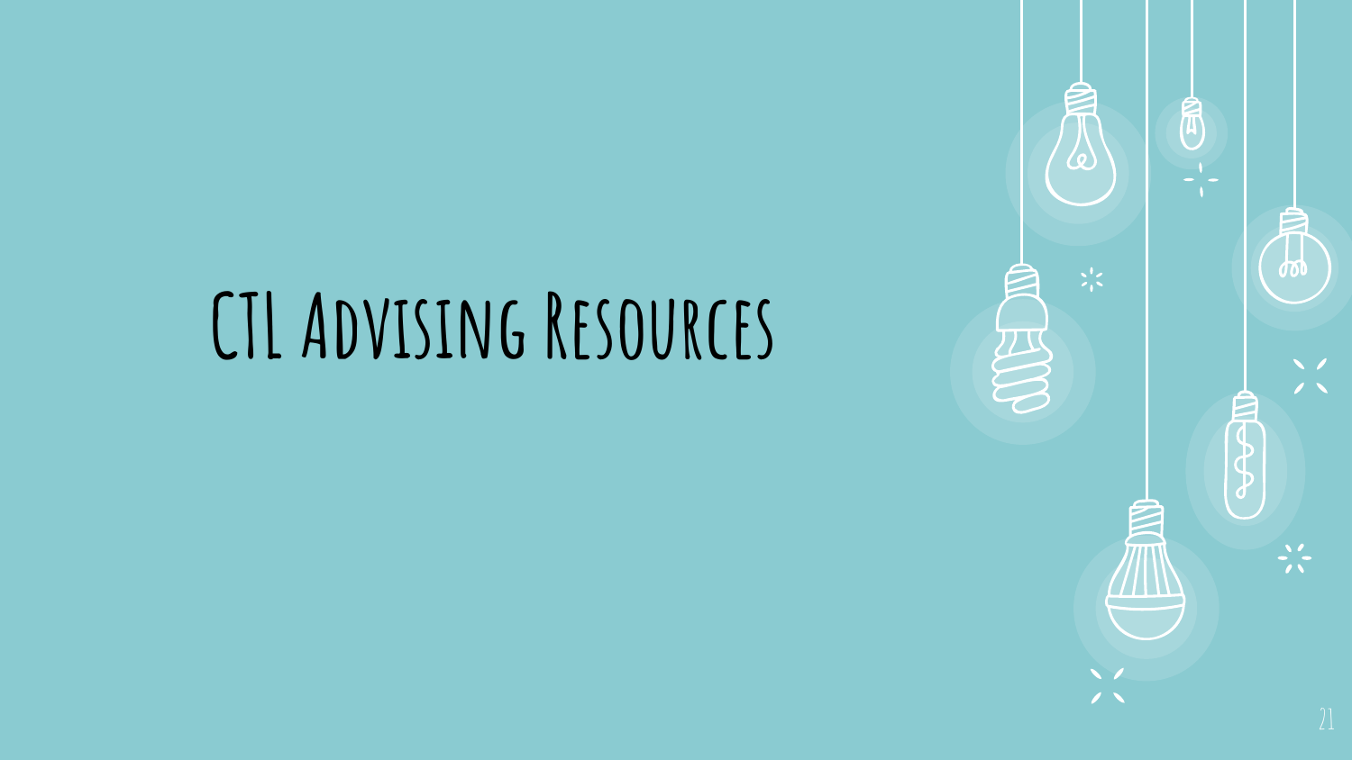# CTL Advising Resources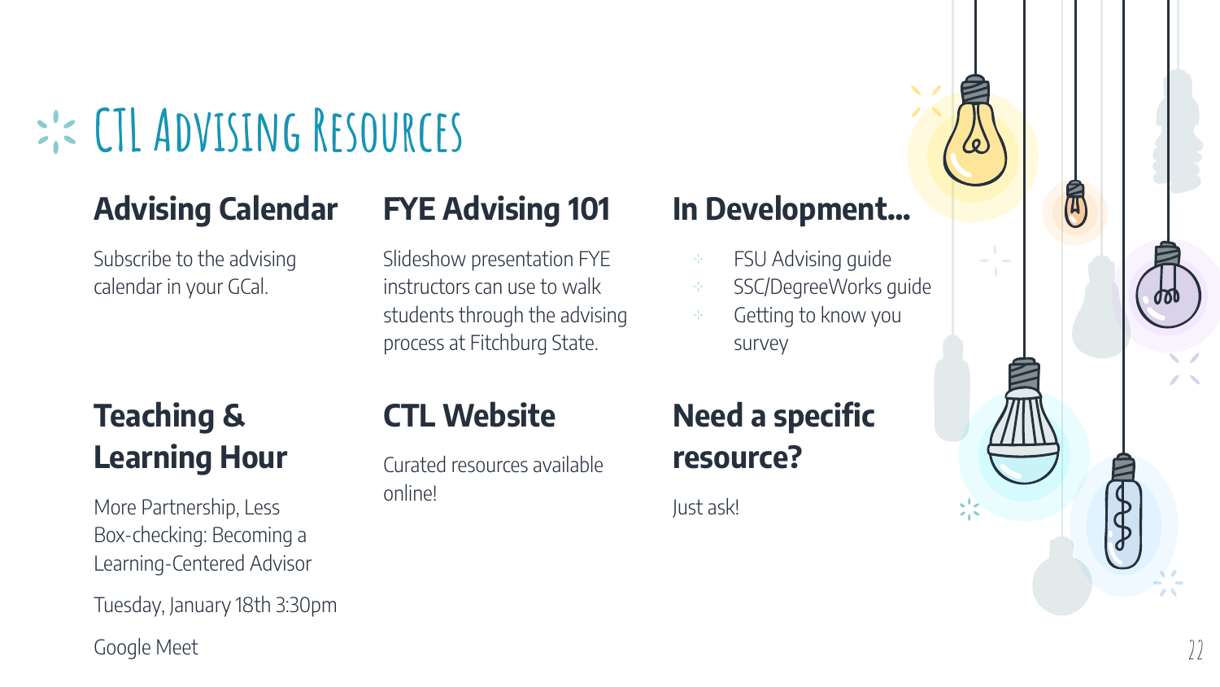# CTL Advising Resources

## Advising Calendar

Subscribe to the advising calendar in your GCal.

## FYE Advising 101

Slideshow presentation FYE instructors can use to walk students through the advising process at Fitchburg State.

## In Development...

- FSU Advising guide
- SSC/DegreeWorks guide
- Getting to know you survey

## Teaching & Learning Hour

More Partnership, Less Box-checking: Becoming a Learning-Centered Advisor

Tuesday, January 18th 3:30pm

Google Meet

## CTL Website

Curated resources available online!

## Need a specific resource?

Just ask!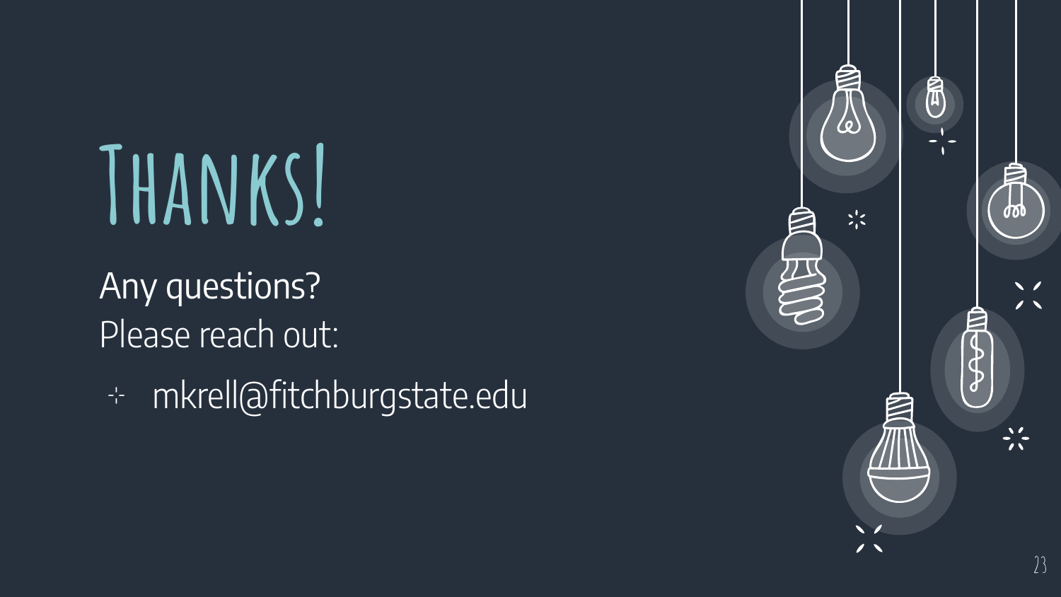# Thanks!

Any questions?

Please reach out:

- mkrell@fitchburgstate.edu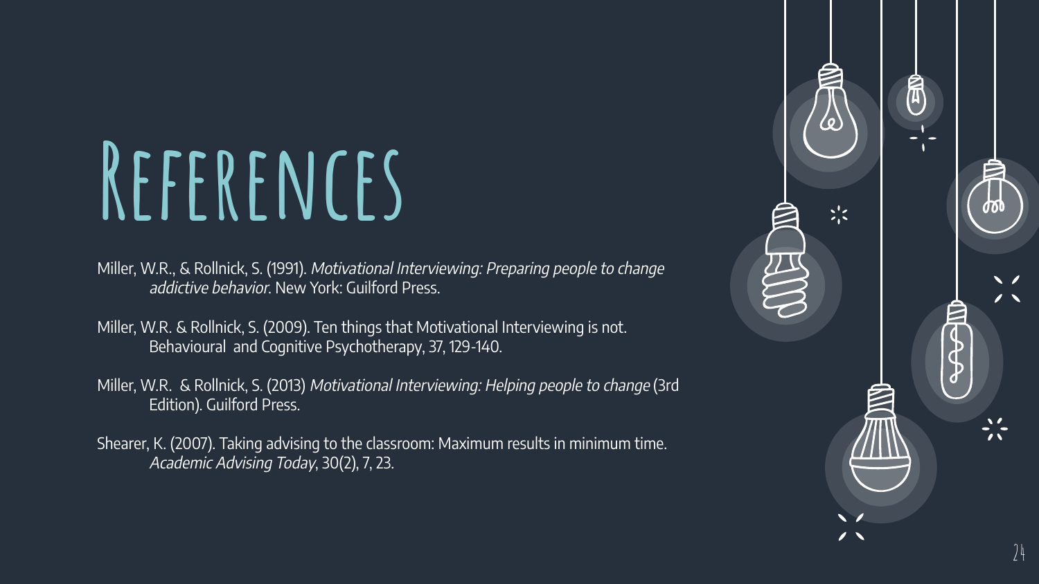# References

Miller, W.R., & Rollnick, S. (1991). *Motivational Interviewing: Preparing people to change addictive behavior*. New York: Guilford Press.

Miller, W.R. & Rollnick, S. (2009). Ten things that Motivational Interviewing is not. Behavioural and Cognitive Psychotherapy, 37, 129-140.

Miller, W.R. & Rollnick, S. (2013) *Motivational Interviewing: Helping people to change* (3rd Edition). Guilford Press.

Shearer, K. (2007). Taking advising to the classroom: Maximum results in minimum time. *Academic Advising Today*, 30(2), 7, 23.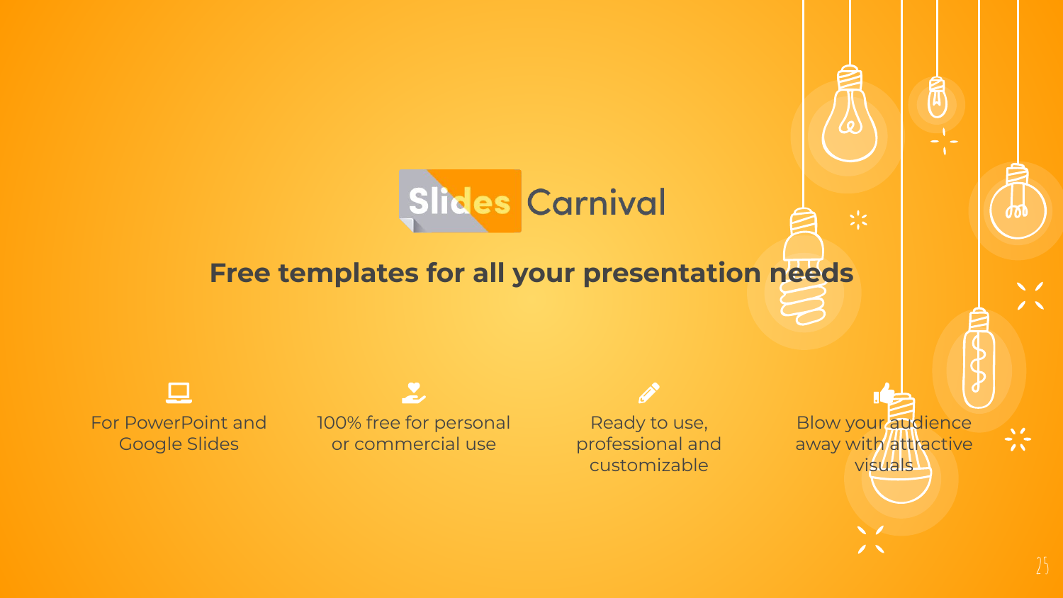# SlidesCarnival

## Free templates for all your presentation needs

For PowerPoint and Google Slides

100% free for personal or commercial use

Ready to use, professional and customizable

Blow your audience away with attractive visuals